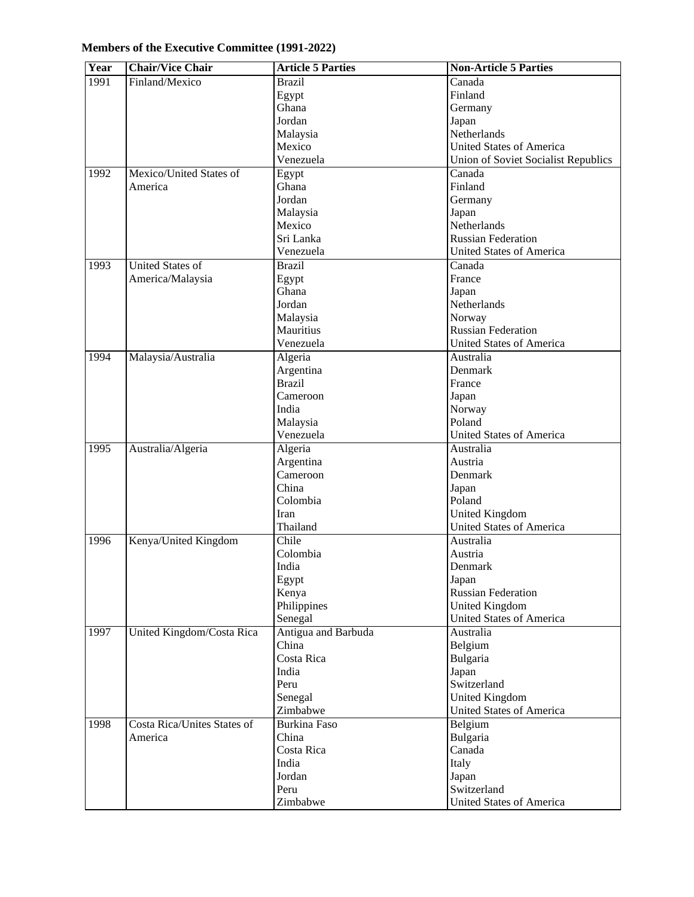**Members of the Executive Committee (1991-2022)**

| Year | Chair/Vice Chair | Article 5 Parties | Non-Article 5 Parties |
|---|---|---|---|
| 1991 | Finland/Mexico | Brazil | Canada |
| | | Egypt | Finland |
| | | Ghana | Germany |
| | | Jordan | Japan |
| | | Malaysia | Netherlands |
| | | Mexico | United States of America |
| | | Venezuela | Union of Soviet Socialist Republics |
| 1992 | Mexico/United States of America | Egypt | Canada |
| | | Ghana | Finland |
| | | Jordan | Germany |
| | | Malaysia | Japan |
| | | Mexico | Netherlands |
| | | Sri Lanka | Russian Federation |
| | | Venezuela | United States of America |
| 1993 | United States of America/Malaysia | Brazil | Canada |
| | | Egypt | France |
| | | Ghana | Japan |
| | | Jordan | Netherlands |
| | | Malaysia | Norway |
| | | Mauritius | Russian Federation |
| | | Venezuela | United States of America |
| 1994 | Malaysia/Australia | Algeria | Australia |
| | | Argentina | Denmark |
| | | Brazil | France |
| | | Cameroon | Japan |
| | | India | Norway |
| | | Malaysia | Poland |
| | | Venezuela | United States of America |
| 1995 | Australia/Algeria | Algeria | Australia |
| | | Argentina | Austria |
| | | Cameroon | Denmark |
| | | China | Japan |
| | | Colombia | Poland |
| | | Iran | United Kingdom |
| | | Thailand | United States of America |
| 1996 | Kenya/United Kingdom | Chile | Australia |
| | | Colombia | Austria |
| | | India | Denmark |
| | | Egypt | Japan |
| | | Kenya | Russian Federation |
| | | Philippines | United Kingdom |
| | | Senegal | United States of America |
| 1997 | United Kingdom/Costa Rica | Antigua and Barbuda | Australia |
| | | China | Belgium |
| | | Costa Rica | Bulgaria |
| | | India | Japan |
| | | Peru | Switzerland |
| | | Senegal | United Kingdom |
| | | Zimbabwe | United States of America |
| 1998 | Costa Rica/Unites States of America | Burkina Faso | Belgium |
| | | China | Bulgaria |
| | | Costa Rica | Canada |
| | | India | Italy |
| | | Jordan | Japan |
| | | Peru | Switzerland |
| | | Zimbabwe | United States of America |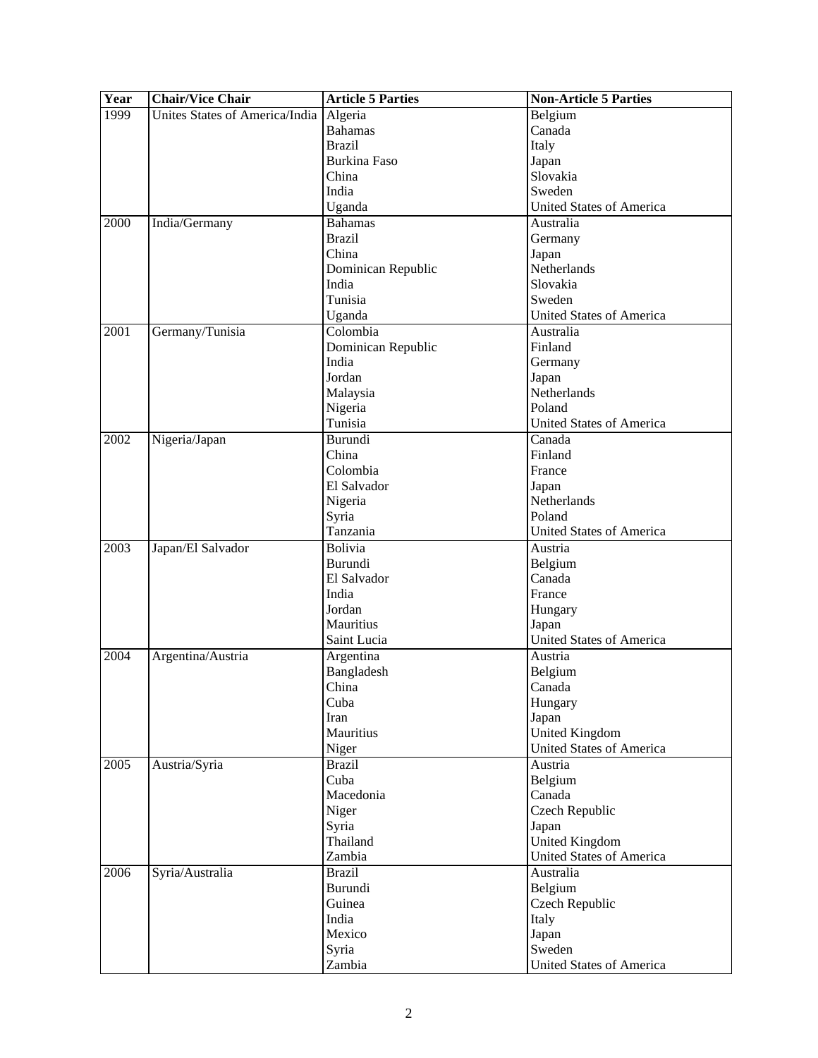| Year | Chair/Vice Chair | Article 5 Parties | Non-Article 5 Parties |
|---|---|---|---|
| 1999 | Unites States of America/India | Algeria | Belgium |
| | | Bahamas | Canada |
| | | Brazil | Italy |
| | | Burkina Faso | Japan |
| | | China | Slovakia |
| | | India | Sweden |
| | | Uganda | United States of America |
| 2000 | India/Germany | Bahamas | Australia |
| | | Brazil | Germany |
| | | China | Japan |
| | | Dominican Republic | Netherlands |
| | | India | Slovakia |
| | | Tunisia | Sweden |
| | | Uganda | United States of America |
| 2001 | Germany/Tunisia | Colombia | Australia |
| | | Dominican Republic | Finland |
| | | India | Germany |
| | | Jordan | Japan |
| | | Malaysia | Netherlands |
| | | Nigeria | Poland |
| | | Tunisia | United States of America |
| 2002 | Nigeria/Japan | Burundi | Canada |
| | | China | Finland |
| | | Colombia | France |
| | | El Salvador | Japan |
| | | Nigeria | Netherlands |
| | | Syria | Poland |
| | | Tanzania | United States of America |
| 2003 | Japan/El Salvador | Bolivia | Austria |
| | | Burundi | Belgium |
| | | El Salvador | Canada |
| | | India | France |
| | | Jordan | Hungary |
| | | Mauritius | Japan |
| | | Saint Lucia | United States of America |
| 2004 | Argentina/Austria | Argentina | Austria |
| | | Bangladesh | Belgium |
| | | China | Canada |
| | | Cuba | Hungary |
| | | Iran | Japan |
| | | Mauritius | United Kingdom |
| | | Niger | United States of America |
| 2005 | Austria/Syria | Brazil | Austria |
| | | Cuba | Belgium |
| | | Macedonia | Canada |
| | | Niger | Czech Republic |
| | | Syria | Japan |
| | | Thailand | United Kingdom |
| | | Zambia | United States of America |
| 2006 | Syria/Australia | Brazil | Australia |
| | | Burundi | Belgium |
| | | Guinea | Czech Republic |
| | | India | Italy |
| | | Mexico | Japan |
| | | Syria | Sweden |
| | | Zambia | United States of America |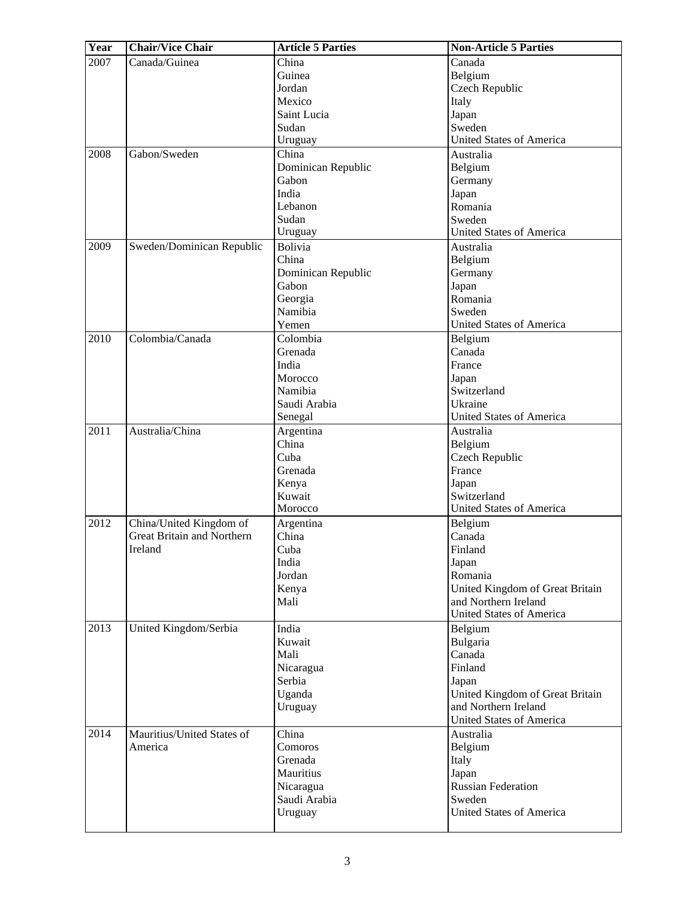| Year | Chair/Vice Chair | Article 5 Parties | Non-Article 5 Parties |
|---|---|---|---|
| 2007 | Canada/Guinea | China<br>Guinea<br>Jordan<br>Mexico<br>Saint Lucia<br>Sudan<br>Uruguay | Canada<br>Belgium<br>Czech Republic<br>Italy<br>Japan<br>Sweden<br>United States of America |
| 2008 | Gabon/Sweden | China<br>Dominican Republic<br>Gabon<br>India<br>Lebanon<br>Sudan<br>Uruguay | Australia<br>Belgium<br>Germany<br>Japan<br>Romania<br>Sweden<br>United States of America |
| 2009 | Sweden/Dominican Republic | Bolivia<br>China<br>Dominican Republic<br>Gabon<br>Georgia<br>Namibia<br>Yemen | Australia<br>Belgium<br>Germany<br>Japan<br>Romania<br>Sweden<br>United States of America |
| 2010 | Colombia/Canada | Colombia<br>Grenada<br>India<br>Morocco<br>Namibia<br>Saudi Arabia<br>Senegal | Belgium<br>Canada<br>France<br>Japan<br>Switzerland<br>Ukraine<br>United States of America |
| 2011 | Australia/China | Argentina<br>China<br>Cuba<br>Grenada<br>Kenya<br>Kuwait<br>Morocco | Australia<br>Belgium<br>Czech Republic<br>France<br>Japan<br>Switzerland<br>United States of America |
| 2012 | China/United Kingdom of Great Britain and Northern Ireland | Argentina<br>China<br>Cuba<br>India<br>Jordan<br>Kenya<br>Mali | Belgium<br>Canada<br>Finland<br>Japan<br>Romania<br>United Kingdom of Great Britain and Northern Ireland<br>United States of America |
| 2013 | United Kingdom/Serbia | India<br>Kuwait<br>Mali<br>Nicaragua<br>Serbia<br>Uganda<br>Uruguay | Belgium<br>Bulgaria<br>Canada<br>Finland<br>Japan<br>United Kingdom of Great Britain and Northern Ireland<br>United States of America |
| 2014 | Mauritius/United States of America | China<br>Comoros<br>Grenada<br>Mauritius<br>Nicaragua<br>Saudi Arabia<br>Uruguay | Australia<br>Belgium<br>Italy<br>Japan<br>Russian Federation<br>Sweden<br>United States of America |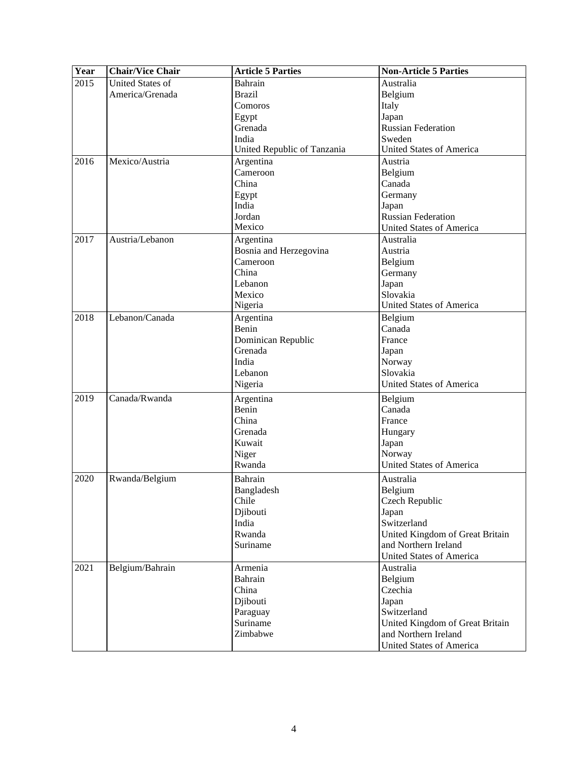| Year | Chair/Vice Chair | Article 5 Parties | Non-Article 5 Parties |
|---|---|---|---|
| 2015 | United States of America/Grenada | Bahrain<br>Brazil<br>Comoros<br>Egypt<br>Grenada<br>India<br>United Republic of Tanzania | Australia<br>Belgium<br>Italy<br>Japan<br>Russian Federation<br>Sweden<br>United States of America |
| 2016 | Mexico/Austria | Argentina<br>Cameroon<br>China<br>Egypt<br>India<br>Jordan<br>Mexico | Austria<br>Belgium<br>Canada<br>Germany<br>Japan<br>Russian Federation<br>United States of America |
| 2017 | Austria/Lebanon | Argentina<br>Bosnia and Herzegovina<br>Cameroon<br>China<br>Lebanon<br>Mexico<br>Nigeria | Australia<br>Austria<br>Belgium<br>Germany<br>Japan<br>Slovakia<br>United States of America |
| 2018 | Lebanon/Canada | Argentina<br>Benin<br>Dominican Republic<br>Grenada<br>India<br>Lebanon<br>Nigeria | Belgium<br>Canada<br>France<br>Japan<br>Norway<br>Slovakia<br>United States of America |
| 2019 | Canada/Rwanda | Argentina<br>Benin<br>China<br>Grenada<br>Kuwait<br>Niger<br>Rwanda | Belgium<br>Canada<br>France<br>Hungary<br>Japan<br>Norway<br>United States of America |
| 2020 | Rwanda/Belgium | Bahrain<br>Bangladesh<br>Chile<br>Djibouti<br>India<br>Rwanda<br>Suriname | Australia<br>Belgium<br>Czech Republic<br>Japan<br>Switzerland<br>United Kingdom of Great Britain and Northern Ireland<br>United States of America |
| 2021 | Belgium/Bahrain | Armenia<br>Bahrain<br>China<br>Djibouti<br>Paraguay<br>Suriname<br>Zimbabwe | Australia<br>Belgium<br>Czechia<br>Japan<br>Switzerland<br>United Kingdom of Great Britain and Northern Ireland<br>United States of America |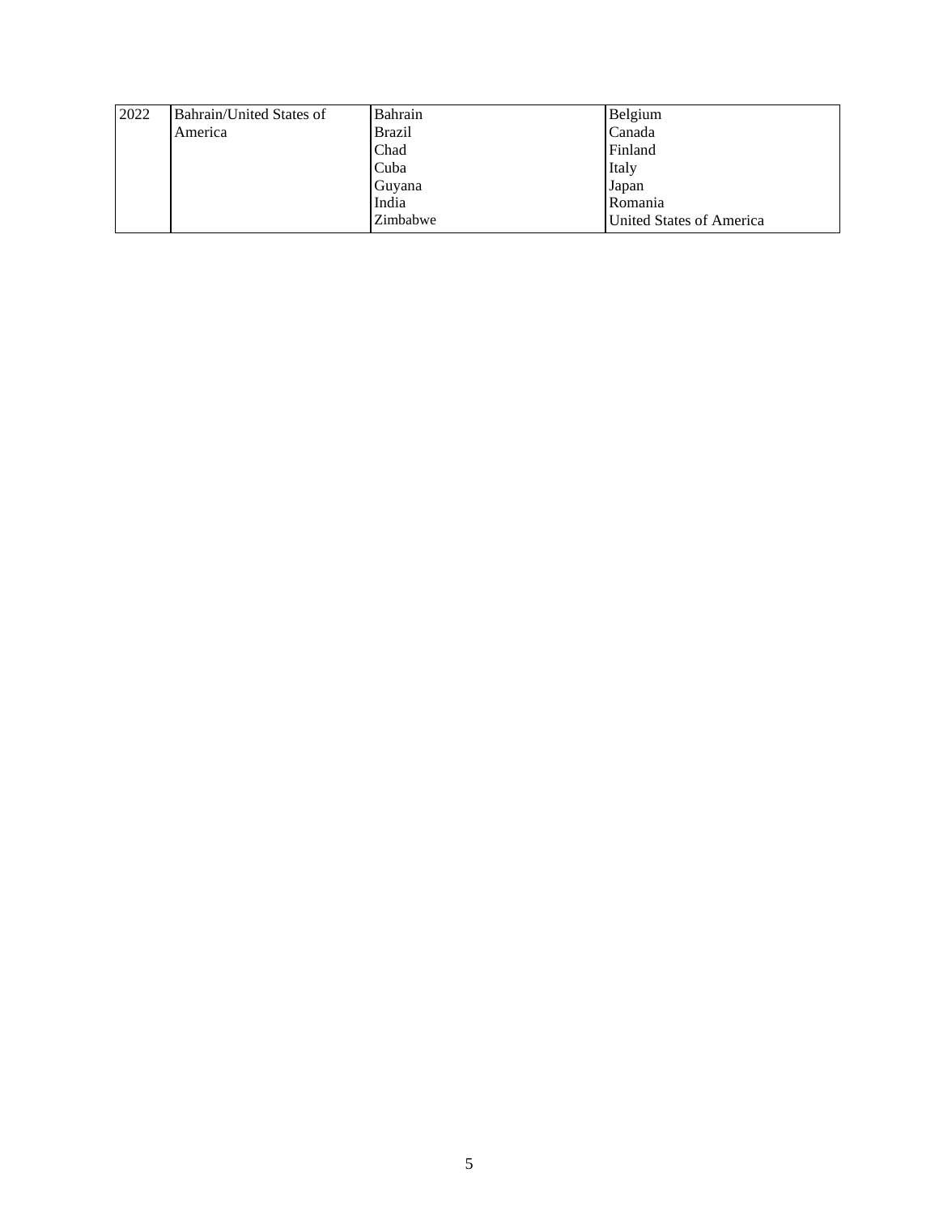| | | | |
|---|---|---|---|
| 2022 | Bahrain/United States of America | Bahrain<br>Brazil<br>Chad<br>Cuba<br>Guyana<br>India<br>Zimbabwe | Belgium<br>Canada<br>Finland<br>Italy<br>Japan<br>Romania<br>United States of America |